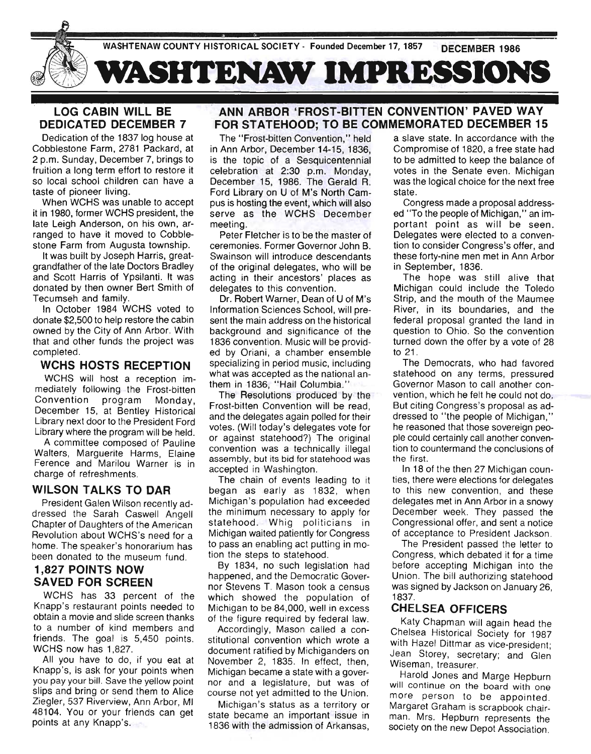WASHTENAW COUNTY HISTORICAL SOCIETY - Founded December 17, 1857 DECEMBER 1986

# WASHTENAW IMPRESSIONS

## LOG CABIN WILL BE DEDICATED DECEMBER 7

Dedication of the 1837 log house at Cobblestone Farm, 2781 Packard, at 2 p.m. Sunday, December 7, brings to fruition a long term effort to restore it so local school children can have a taste of pioneer living.

When WCHS was unable to accept it in 1980, former WCHS president, the late Leigh Anderson, on his own, arranged to have it moved to Cobblestone Farm from Augusta township.

It was built by Joseph Harris, great-grandfather of the late Doctors Bradley and Scott Harris of Ypsilanti. It was donated by then owner Bert Smith of Tecumseh and family.

In October 1984 WCHS voted to donate $2,500 to help restore the cabin owned by the City of Ann Arbor. With that and other funds the project was completed.

## WCHS HOSTS RECEPTION

WCHS will host a reception immediately following the Frost-bitten Convention program Monday, December 15, at Bentley Historical Library next door to the President Ford Library where the program will be held.

A committee composed of Pauline Walters, Marguerite Harms, Elaine Ference and Marilou Warner is in charge of refreshments.

## WILSON TALKS TO DAR

President Galen Wilson recently addressed the Sarah Caswell Angell Chapter of Daughters of the American Revolution about WCHS's need for a home. The speaker's honorarium has been donated to the museum fund.

## 1,827 POINTS NOW SAVED FOR SCREEN

WCHS has 33 percent of the Knapp's restaurant points needed to obtain a movie and slide screen thanks to a number of kind members and friends. The goal is 5,450 points. WCHS now has 1,827.

All you have to do, if you eat at Knapp's, is ask for your points when you pay your bill. Save the yellow point slips and bring or send them to Alice Ziegler, 537 Riverview, Ann Arbor, MI 48104. You or your friends can get points at any Knapp's.

## ANN ARBOR 'FROST-BITTEN CONVENTION' PAVED WAY FOR STATEHOOD; TO BE COMMEMORATED DECEMBER 15

The "Frost-bitten Convention," held in Ann Arbor, December 14-15, 1836, is the topic of a Sesquicentennial celebration at 2:30 p.m. Monday, December 15, 1986. The Gerald R. Ford Library on U of M's North Campus is hosting the event, which will also serve as the WCHS December meeting.

Peter Fletcher is to be the master of ceremonies. Former Governor John B. Swainson will introduce descendants of the original delegates, who will be acting in their ancestors' places as delegates to this convention.

Dr. Robert Warner, Dean of U of M's Information Sciences School, will present the main address on the historical background and significance of the 1836 convention. Music will be provided by Oriani, a chamber ensemble specializing in period music, including what was accepted as the national anthem in 1836, "Hail Columbia."

The Resolutions produced by the Frost-bitten Convention will be read, and the delegates again polled for their votes. (Will today's delegates vote for or against statehood?) The original convention was a technically illegal assembly, but its bid for statehood was accepted in Washington.

The chain of events leading to it began as early as 1832, when Michigan's population had exceeded the minimum necessary to apply for statehood. Whig politicians in Michigan waited patiently for Congress to pass an enabling act putting in motion the steps to statehood.

By 1834, no such legislation had happened, and the Democratic Governor Stevens T. Mason took a census which showed the population of Michigan to be 84,000, well in excess of the figure required by federal law.

Accordingly, Mason called a constitutional convention which wrote a document ratified by Michiganders on November 2, 1835. In effect, then, Michigan became a state with a governor and a legislature, but was of course not yet admitted to the Union.

Michigan's status as a territory or state became an important issue in 1836 with the admission of Arkansas, a slave state. In accordance with the Compromise of 1820, a free state had to be admitted to keep the balance of votes in the Senate even. Michigan was the logical choice for the next free state.

Congress made a proposal addressed "To the people of Michigan," an important point as will be seen. Delegates were elected to a convention to consider Congress's offer, and these forty-nine men met in Ann Arbor in September, 1836.

The hope was still alive that Michigan could include the Toledo Strip, and the mouth of the Maumee River, in its boundaries, and the federal proposal granted the land in question to Ohio. So the convention turned down the offer by a vote of 28 to 21.

The Democrats, who had favored statehood on any terms, pressured Governor Mason to call another convention, which he felt he could not do. But citing Congress's proposal as addressed to "the people of Michigan," he reasoned that those sovereign people could certainly call another convention to countermand the conclusions of the first.

In 18 of the then 27 Michigan counties, there were elections for delegates to this new convention, and these delegates met in Ann Arbor in a snowy December week. They passed the Congressional offer, and sent a notice of acceptance to President Jackson.

The President passed the letter to Congress, which debated it for a time before accepting Michigan into the Union. The bill authorizing statehood was signed by Jackson on January 26, 1837.

## CHELSEA OFFICERS

Katy Chapman will again head the Chelsea Historical Society for 1987 with Hazel Dittmar as vice-president; Jean Storey, secretary; and Glen Wiseman, treasurer.

Harold Jones and Marge Hepburn will continue on the board with one more person to be appointed. Margaret Graham is scrapbook chairman. Mrs. Hepburn represents the society on the new Depot Association.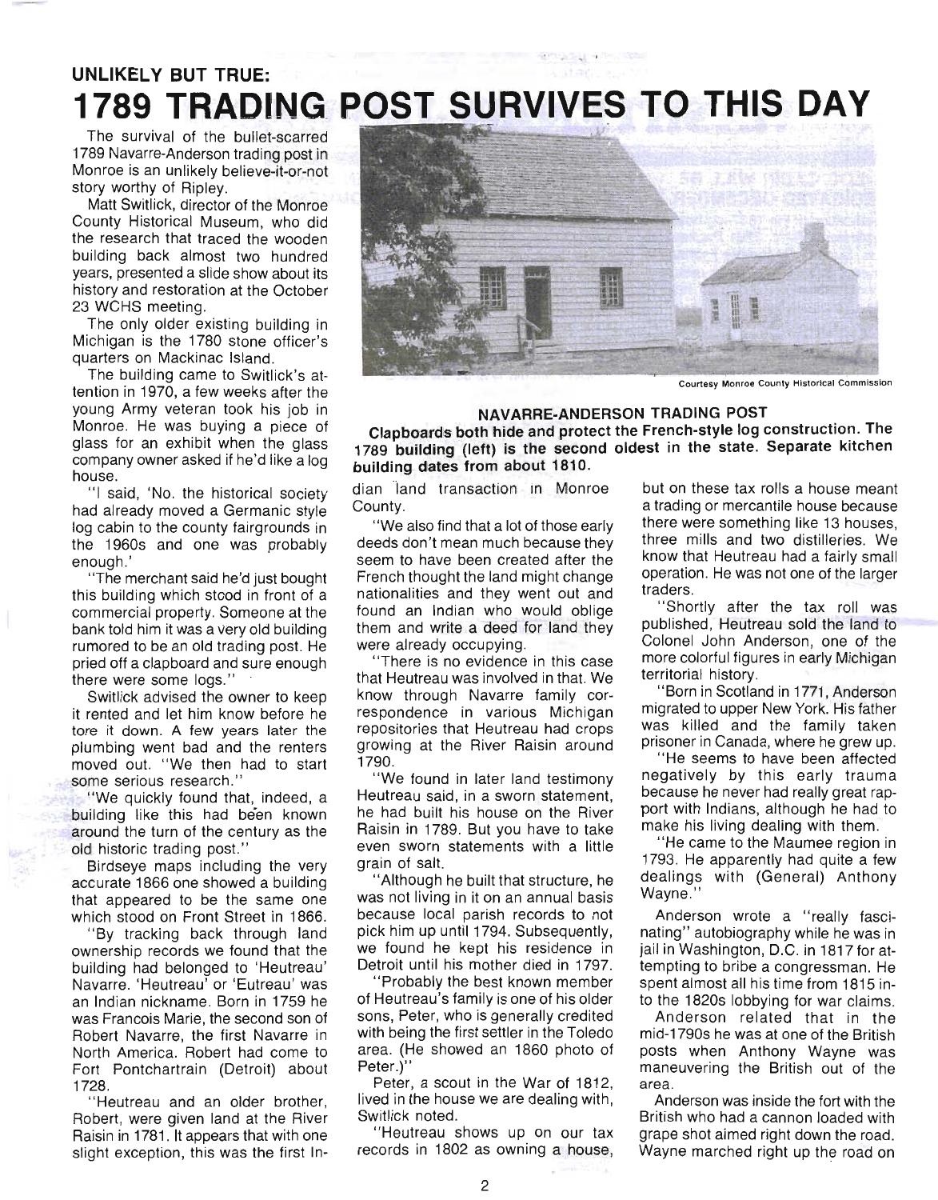**UNLIKELY BUT TRUE:**

# 1789 TRADING POST SURVIVES TO THIS DAY

Courtesy Monroe County Historical Commission

**NAVARRE-ANDERSON TRADING POST**

**Clapboards both hide and protect the French-style log construction. The 1789 building (left) is the second oldest in the state. Separate kitchen building dates from about 1810.**

The survival of the bullet-scarred 1789 Navarre-Anderson trading post in Monroe is an unlikely believe-it-or-not story worthy of Ripley.

Matt Switlick, director of the Monroe County Historical Museum, who did the research that traced the wooden building back almost two hundred years, presented a slide show about its history and restoration at the October 23 WCHS meeting.

The only older existing building in Michigan is the 1780 stone officer's quarters on Mackinac Island.

The building came to Switlick's attention in 1970, a few weeks after the young Army veteran took his job in Monroe. He was buying a piece of glass for an exhibit when the glass company owner asked if he'd like a log house.

"I said, 'No. the historical society had already moved a Germanic style log cabin to the county fairgrounds in the 1960s and one was probably enough.'

"The merchant said he'd just bought this building which stood in front of a commercial property. Someone at the bank told him it was a very old building rumored to be an old trading post. He pried off a clapboard and sure enough there were some logs."

Switlick advised the owner to keep it rented and let him know before he tore it down. A few years later the plumbing went bad and the renters moved out. "We then had to start some serious research."

"We quickly found that, indeed, a building like this had been known around the turn of the century as the old historic trading post."

Birdseye maps including the very accurate 1866 one showed a building that appeared to be the same one which stood on Front Street in 1866.

"By tracking back through land ownership records we found that the building had belonged to 'Heutreau' Navarre. 'Heutreau' or 'Eutreau' was an Indian nickname. Born in 1759 he was Francois Marie, the second son of Robert Navarre, the first Navarre in North America. Robert had come to Fort Pontchartrain (Detroit) about 1728.

"Heutreau and an older brother, Robert, were given land at the River Raisin in 1781. It appears that with one slight exception, this was the first Indian land transaction in Monroe County.

"We also find that a lot of those early deeds don't mean much because they seem to have been created after the French thought the land might change nationalities and they went out and found an Indian who would oblige them and write a deed for land they were already occupying.

"There is no evidence in this case that Heutreau was involved in that. We know through Navarre family correspondence in various Michigan repositories that Heutreau had crops growing at the River Raisin around 1790.

"We found in later land testimony Heutreau said, in a sworn statement, he had built his house on the River Raisin in 1789. But you have to take even sworn statements with a little grain of salt.

"Although he built that structure, he was not living in it on an annual basis because local parish records to not pick him up until 1794. Subsequently, we found he kept his residence in Detroit until his mother died in 1797.

"Probably the best known member of Heutreau's family is one of his older sons, Peter, who is generally credited with being the first settler in the Toledo area. (He showed an 1860 photo of Peter.)"

Peter, a scout in the War of 1812, lived in the house we are dealing with, Switlick noted.

"Heutreau shows up on our tax records in 1802 as owning a house, but on these tax rolls a house meant a trading or mercantile house because there were something like 13 houses, three mills and two distilleries. We know that Heutreau had a fairly small operation. He was not one of the larger traders.

"Shortly after the tax roll was published, Heutreau sold the land to Colonel John Anderson, one of the more colorful figures in early Michigan territorial history.

"Born in Scotland in 1771, Anderson migrated to upper New York. His father was killed and the family taken prisoner in Canada, where he grew up.

"He seems to have been affected negatively by this early trauma because he never had really great rapport with Indians, although he had to make his living dealing with them.

"He came to the Maumee region in 1793. He apparently had quite a few dealings with (General) Anthony Wayne."

Anderson wrote a "really fascinating" autobiography while he was in jail in Washington, D.C. in 1817 for attempting to bribe a congressman. He spent almost all his time from 1815 into the 1820s lobbying for war claims.

Anderson related that in the mid-1790s he was at one of the British posts when Anthony Wayne was maneuvering the British out of the area.

Anderson was inside the fort with the British who had a cannon loaded with grape shot aimed right down the road. Wayne marched right up the road on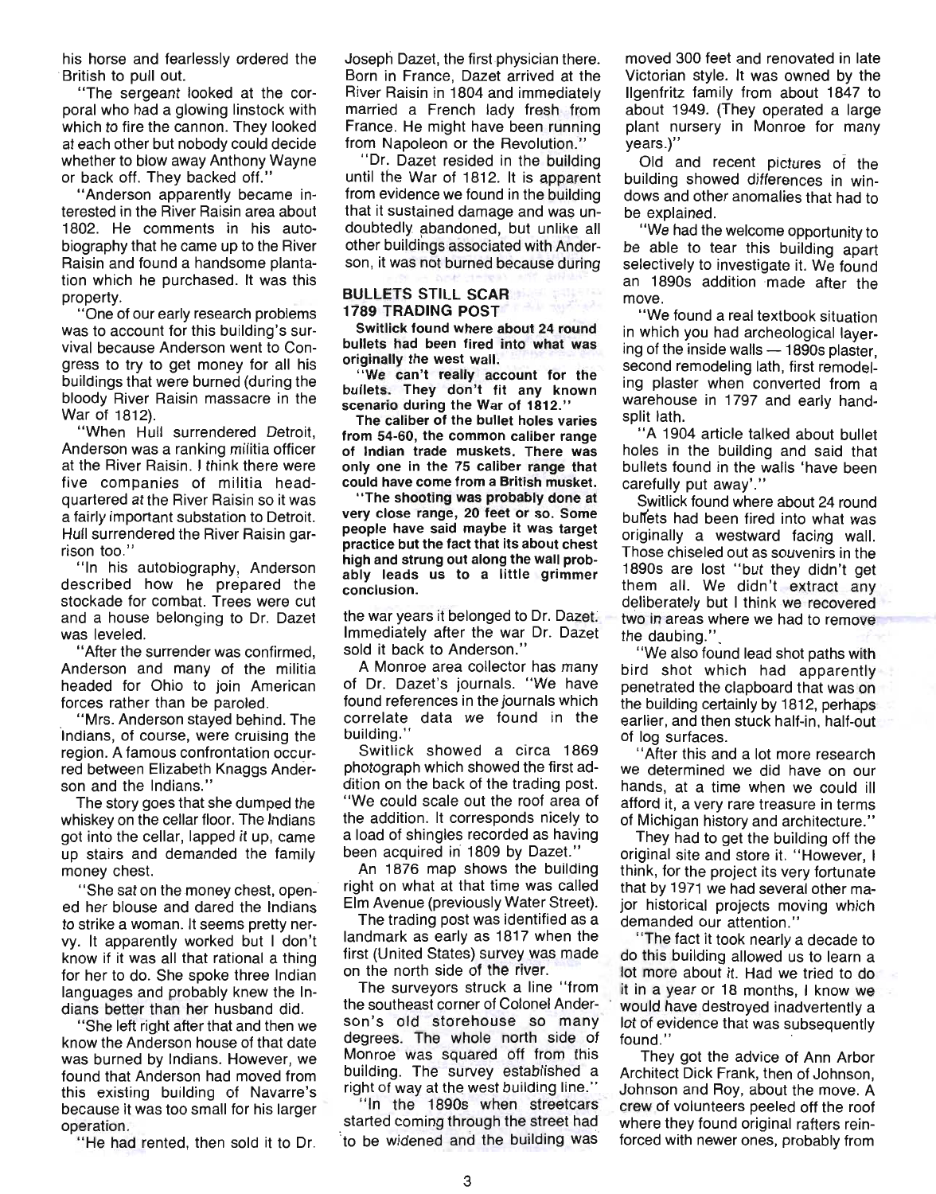his horse and fearlessly ordered the British to pull out.

"The sergeant looked at the corporal who had a glowing linstock with which to fire the cannon. They looked at each other but nobody could decide whether to blow away Anthony Wayne or back off. They backed off."

"Anderson apparently became interested in the River Raisin area about 1802. He comments in his autobiography that he came up to the River Raisin and found a handsome plantation which he purchased. It was this property.

"One of our early research problems was to account for this building's survival because Anderson went to Congress to try to get money for all his buildings that were burned (during the bloody River Raisin massacre in the War of 1812).

"When Hull surrendered Detroit, Anderson was a ranking militia officer at the River Raisin. I think there were five companies of militia headquartered at the River Raisin so it was a fairly important substation to Detroit. Hull surrendered the River Raisin garrison too."

"In his autobiography, Anderson described how he prepared the stockade for combat. Trees were cut and a house belonging to Dr. Dazet was leveled.

"After the surrender was confirmed, Anderson and many of the militia headed for Ohio to join American forces rather than be paroled.

"Mrs. Anderson stayed behind. The Indians, of course, were cruising the region. A famous confrontation occurred between Elizabeth Knaggs Anderson and the Indians."

The story goes that she dumped the whiskey on the cellar floor. The Indians got into the cellar, lapped it up, came up stairs and demanded the family money chest.

"She sat on the money chest, opened her blouse and dared the Indians to strike a woman. It seems pretty nervy. It apparently worked but I don't know if it was all that rational a thing for her to do. She spoke three Indian languages and probably knew the Indians better than her husband did.

"She left right after that and then we know the Anderson house of that date was burned by Indians. However, we found that Anderson had moved from this existing building of Navarre's because it was too small for his larger operation.

"He had rented, then sold it to Dr. Joseph Dazet, the first physician there. Born in France, Dazet arrived at the River Raisin in 1804 and immediately married a French lady fresh from France. He might have been running from Napoleon or the Revolution."

"Dr. Dazet resided in the building until the War of 1812. It is apparent from evidence we found in the building that it sustained damage and was undoubtedly abandoned, but unlike all other buildings associated with Anderson, it was not burned because during the war years it belonged to Dr. Dazet. Immediately after the war Dr. Dazet sold it back to Anderson."

A Monroe area collector has many of Dr. Dazet's journals. "We have found references in the journals which correlate data we found in the building."

Switlick showed a circa 1869 photograph which showed the first addition on the back of the trading post. "We could scale out the roof area of the addition. It corresponds nicely to a load of shingles recorded as having been acquired in 1809 by Dazet."

An 1876 map shows the building right on what at that time was called Elm Avenue (previously Water Street).

The trading post was identified as a landmark as early as 1817 when the first (United States) survey was made on the north side of the river.

The surveyors struck a line "from the southeast corner of Colonel Anderson's old storehouse so many degrees. The whole north side of Monroe was squared off from this building. The survey established a right of way at the west building line."

"In the 1890s when streetcars started coming through the street had to be widened and the building was moved 300 feet and renovated in late Victorian style. It was owned by the Ilgenfritz family from about 1847 to about 1949. (They operated a large plant nursery in Monroe for many years.)"

Old and recent pictures of the building showed differences in windows and other anomalies that had to be explained.

"We had the welcome opportunity to be able to tear this building apart selectively to investigate it. We found an 1890s addition made after the move.

"We found a real textbook situation in which you had archeological layering of the inside walls — 1890s plaster, second remodeling lath, first remodeling plaster when converted from a warehouse in 1797 and early hand-split lath.

"A 1904 article talked about bullet holes in the building and said that bullets found in the walls 'have been carefully put away'."

Switlick found where about 24 round bullets had been fired into what was originally a westward facing wall. Those chiseled out as souvenirs in the 1890s are lost "but they didn't get them all. We didn't extract any deliberately but I think we recovered two in areas where we had to remove the daubing."

"We also found lead shot paths with bird shot which had apparently penetrated the clapboard that was on the building certainly by 1812, perhaps earlier, and then stuck half-in, half-out of log surfaces.

"After this and a lot more research we determined we did have on our hands, at a time when we could ill afford it, a very rare treasure in terms of Michigan history and architecture."

They had to get the building off the original site and store it. "However, I think, for the project its very fortunate that by 1971 we had several other major historical projects moving which demanded our attention."

"The fact it took nearly a decade to do this building allowed us to learn a lot more about it. Had we tried to do it in a year or 18 months, I know we would have destroyed inadvertently a lot of evidence that was subsequently found."

They got the advice of Ann Arbor Architect Dick Frank, then of Johnson, Johnson and Roy, about the move. A crew of volunteers peeled off the roof where they found original rafters reinforced with newer ones, probably from

## BULLETS STILL SCAR 1789 TRADING POST

**Switlick found where about 24 round bullets had been fired into what was originally the west wall.**

**"We can't really account for the bullets. They don't fit any known scenario during the War of 1812."**

**The caliber of the bullet holes varies from 54-60, the common caliber range of Indian trade muskets. There was only one in the 75 caliber range that could have come from a British musket.**

**"The shooting was probably done at very close range, 20 feet or so. Some people have said maybe it was target practice but the fact that its about chest high and strung out along the wall probably leads us to a little grimmer conclusion.**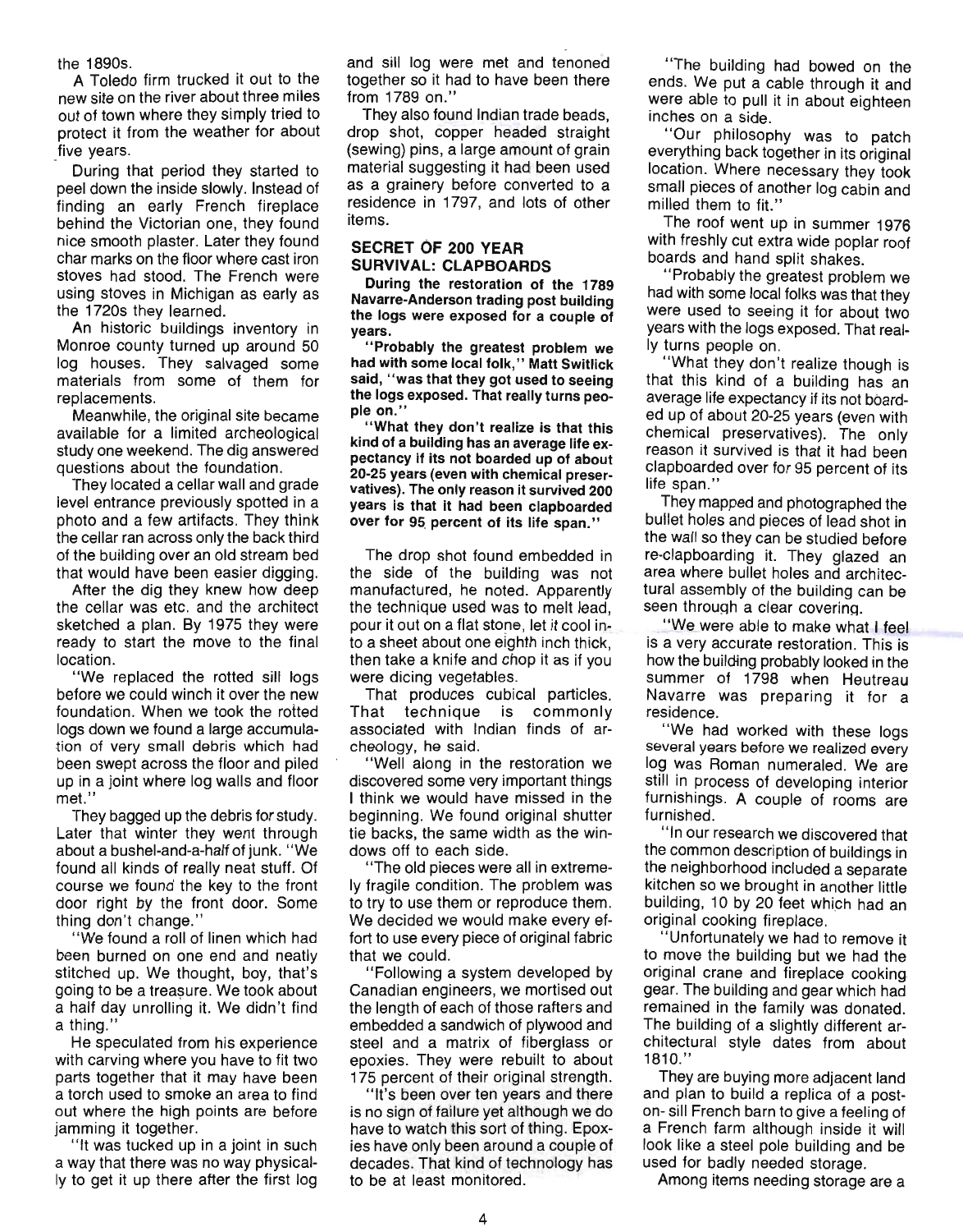the 1890s.

A Toledo firm trucked it out to the new site on the river about three miles out of town where they simply tried to protect it from the weather for about five years.

During that period they started to peel down the inside slowly. Instead of finding an early French fireplace behind the Victorian one, they found nice smooth plaster. Later they found char marks on the floor where cast iron stoves had stood. The French were using stoves in Michigan as early as the 1720s they learned.

An historic buildings inventory in Monroe county turned up around 50 log houses. They salvaged some materials from some of them for replacements.

Meanwhile, the original site became available for a limited archeological study one weekend. The dig answered questions about the foundation.

They located a cellar wall and grade level entrance previously spotted in a photo and a few artifacts. They think the cellar ran across only the back third of the building over an old stream bed that would have been easier digging.

After the dig they knew how deep the cellar was etc. and the architect sketched a plan. By 1975 they were ready to start the move to the final location.

"We replaced the rotted sill logs before we could winch it over the new foundation. When we took the rotted logs down we found a large accumulation of very small debris which had been swept across the floor and piled up in a joint where log walls and floor met."

They bagged up the debris for study. Later that winter they went through about a bushel-and-a-half of junk. "We found all kinds of really neat stuff. Of course we found the key to the front door right by the front door. Some thing don't change."

"We found a roll of linen which had been burned on one end and neatly stitched up. We thought, boy, that's going to be a treasure. We took about a half day unrolling it. We didn't find a thing."

He speculated from his experience with carving where you have to fit two parts together that it may have been a torch used to smoke an area to find out where the high points are before jamming it together.

"It was tucked up in a joint in such a way that there was no way physically to get it up there after the first log and sill log were met and tenoned together so it had to have been there from 1789 on."

They also found Indian trade beads, drop shot, copper headed straight (sewing) pins, a large amount of grain material suggesting it had been used as a grainery before converted to a residence in 1797, and lots of other items.

## SECRET OF 200 YEAR SURVIVAL: CLAPBOARDS

**During the restoration of the 1789 Navarre-Anderson trading post building the logs were exposed for a couple of years.**

**"Probably the greatest problem we had with some local folk," Matt Switlick said, "was that they got used to seeing the logs exposed. That really turns people on."**

**"What they don't realize is that this kind of a building has an average life expectancy if its not boarded up of about 20-25 years (even with chemical preservatives). The only reason it survived 200 years is that it had been clapboarded over for 95 percent of its life span."**

The drop shot found embedded in the side of the building was not manufactured, he noted. Apparently the technique used was to melt lead, pour it out on a flat stone, let it cool into a sheet about one eighth inch thick, then take a knife and chop it as if you were dicing vegetables.

That produces cubical particles. That technique is commonly associated with Indian finds of archeology, he said.

"Well along in the restoration we discovered some very important things I think we would have missed in the beginning. We found original shutter tie backs, the same width as the windows off to each side.

"The old pieces were all in extremely fragile condition. The problem was to try to use them or reproduce them. We decided we would make every effort to use every piece of original fabric that we could.

"Following a system developed by Canadian engineers, we mortised out the length of each of those rafters and embedded a sandwich of plywood and steel and a matrix of fiberglass or epoxies. They were rebuilt to about 175 percent of their original strength.

"It's been over ten years and there is no sign of failure yet although we do have to watch this sort of thing. Epoxies have only been around a couple of decades. That kind of technology has to be at least monitored.

"The building had bowed on the ends. We put a cable through it and were able to pull it in about eighteen inches on a side.

"Our philosophy was to patch everything back together in its original location. Where necessary they took small pieces of another log cabin and milled them to fit."

The roof went up in summer 1976 with freshly cut extra wide poplar roof boards and hand split shakes.

"Probably the greatest problem we had with some local folks was that they were used to seeing it for about two years with the logs exposed. That really turns people on.

"What they don't realize though is that this kind of a building has an average life expectancy if its not boarded up of about 20-25 years (even with chemical preservatives). The only reason it survived is that it had been clapboarded over for 95 percent of its life span."

They mapped and photographed the bullet holes and pieces of lead shot in the wall so they can be studied before re-clapboarding it. They glazed an area where bullet holes and architectural assembly of the building can be seen through a clear covering.

"We were able to make what I feel is a very accurate restoration. This is how the building probably looked in the summer of 1798 when Heutreau Navarre was preparing it for a residence.

"We had worked with these logs several years before we realized every log was Roman numeraled. We are still in process of developing interior furnishings. A couple of rooms are furnished.

"In our research we discovered that the common description of buildings in the neighborhood included a separate kitchen so we brought in another little building, 10 by 20 feet which had an original cooking fireplace.

"Unfortunately we had to remove it to move the building but we had the original crane and fireplace cooking gear. The building and gear which had remained in the family was donated. The building of a slightly different architectural style dates from about 1810."

They are buying more adjacent land and plan to build a replica of a post-on- sill French barn to give a feeling of a French farm although inside it will look like a steel pole building and be used for badly needed storage.

Among items needing storage are a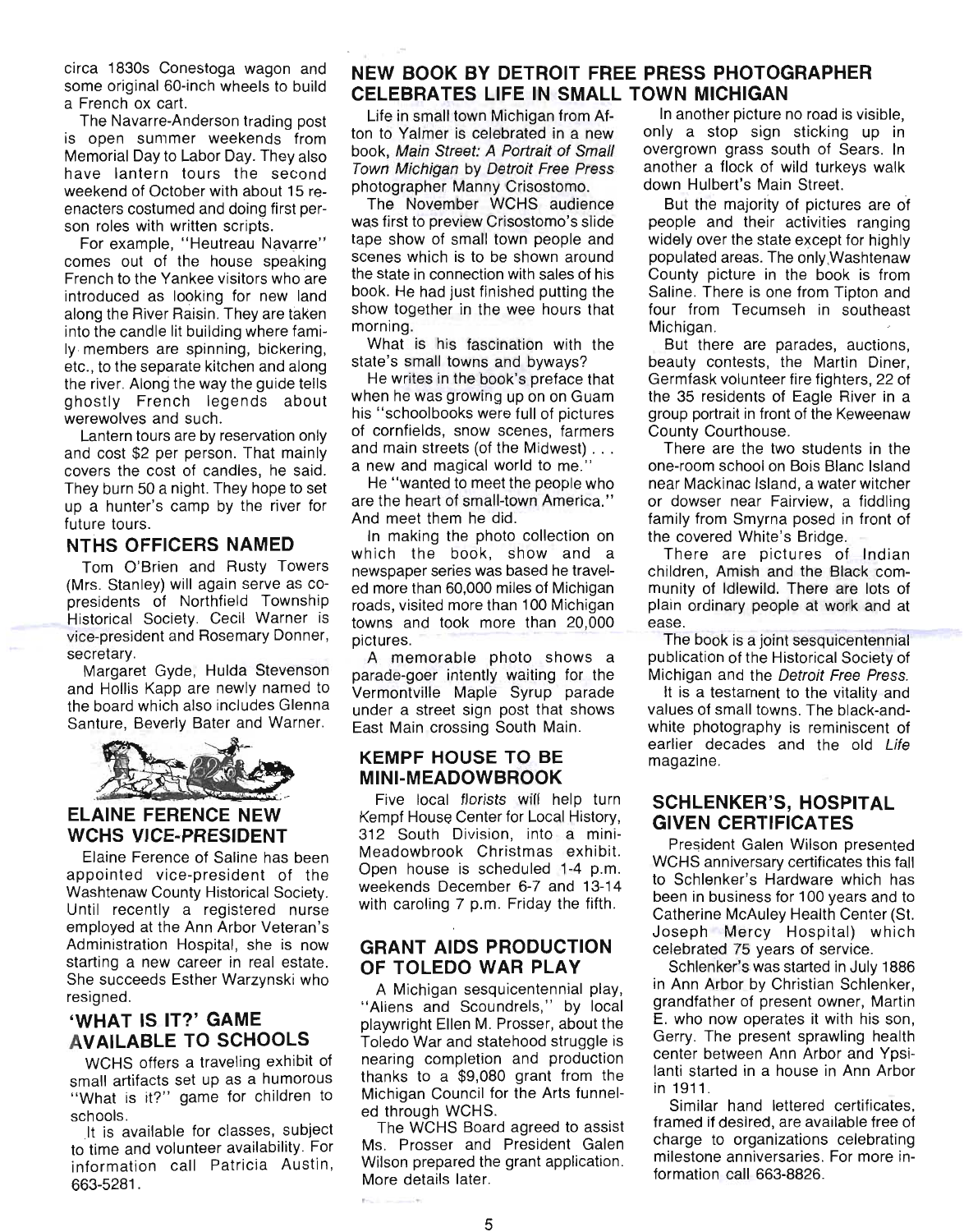circa 1830s Conestoga wagon and some original 60-inch wheels to build a French ox cart.

The Navarre-Anderson trading post is open summer weekends from Memorial Day to Labor Day. They also have lantern tours the second weekend of October with about 15 reenacters costumed and doing first person roles with written scripts.

For example, "Heutreau Navarre" comes out of the house speaking French to the Yankee visitors who are introduced as looking for new land along the River Raisin. They are taken into the candle lit building where family members are spinning, bickering, etc., to the separate kitchen and along the river. Along the way the guide tells ghostly French legends about werewolves and such.

Lantern tours are by reservation only and cost $2 per person. That mainly covers the cost of candles, he said. They burn 50 a night. They hope to set up a hunter's camp by the river for future tours.

## NTHS OFFICERS NAMED

Tom O'Brien and Rusty Towers (Mrs. Stanley) will again serve as co-presidents of Northfield Township Historical Society. Cecil Warner is vice-president and Rosemary Donner, secretary.

Margaret Gyde, Hulda Stevenson and Hollis Kapp are newly named to the board which also includes Glenna Santure, Beverly Bater and Warner.

## ELAINE FERENCE NEW WCHS VICE-PRESIDENT

Elaine Ference of Saline has been appointed vice-president of the Washtenaw County Historical Society. Until recently a registered nurse employed at the Ann Arbor Veteran's Administration Hospital, she is now starting a new career in real estate. She succeeds Esther Warzynski who resigned.

## 'WHAT IS IT?' GAME AVAILABLE TO SCHOOLS

WCHS offers a traveling exhibit of small artifacts set up as a humorous "What is it?" game for children to schools.

It is available for classes, subject to time and volunteer availability. For information call Patricia Austin, 663-5281.

## NEW BOOK BY DETROIT FREE PRESS PHOTOGRAPHER CELEBRATES LIFE IN SMALL TOWN MICHIGAN

Life in small town Michigan from Afton to Yalmer is celebrated in a new book, *Main Street: A Portrait of Small Town Michigan* by *Detroit Free Press* photographer Manny Crisostomo.

The November WCHS audience was first to preview Crisostomo's slide tape show of small town people and scenes which is to be shown around the state in connection with sales of his book. He had just finished putting the show together in the wee hours that morning.

What is his fascination with the state's small towns and byways?

He writes in the book's preface that when he was growing up on on Guam his "schoolbooks were full of pictures of cornfields, snow scenes, farmers and main streets (of the Midwest) . . . a new and magical world to me."

He "wanted to meet the people who are the heart of small-town America." And meet them he did.

In making the photo collection on which the book, show and a newspaper series was based he traveled more than 60,000 miles of Michigan roads, visited more than 100 Michigan towns and took more than 20,000 pictures.

A memorable photo shows a parade-goer intently waiting for the Vermontville Maple Syrup parade under a street sign post that shows East Main crossing South Main.

In another picture no road is visible, only a stop sign sticking up in overgrown grass south of Sears. In another a flock of wild turkeys walk down Hulbert's Main Street.

But the majority of pictures are of people and their activities ranging widely over the state except for highly populated areas. The only Washtenaw County picture in the book is from Saline. There is one from Tipton and four from Tecumseh in southeast Michigan.

But there are parades, auctions, beauty contests, the Martin Diner, Germfask volunteer fire fighters, 22 of the 35 residents of Eagle River in a group portrait in front of the Keweenaw County Courthouse.

There are the two students in the one-room school on Bois Blanc Island near Mackinac Island, a water witcher or dowser near Fairview, a fiddling family from Smyrna posed in front of the covered White's Bridge.

There are pictures of Indian children, Amish and the Black community of Idlewild. There are lots of plain ordinary people at work and at ease.

The book is a joint sesquicentennial publication of the Historical Society of Michigan and the *Detroit Free Press*.

It is a testament to the vitality and values of small towns. The black-and-white photography is reminiscent of earlier decades and the old *Life* magazine.

## KEMPF HOUSE TO BE MINI-MEADOWBROOK

Five local florists will help turn Kempf House Center for Local History, 312 South Division, into a mini-Meadowbrook Christmas exhibit. Open house is scheduled 1-4 p.m. weekends December 6-7 and 13-14 with caroling 7 p.m. Friday the fifth.

## GRANT AIDS PRODUCTION OF TOLEDO WAR PLAY

A Michigan sesquicentennial play, "Aliens and Scoundrels," by local playwright Ellen M. Prosser, about the Toledo War and statehood struggle is nearing completion and production thanks to a $9,080 grant from the Michigan Council for the Arts funneled through WCHS.

The WCHS Board agreed to assist Ms. Prosser and President Galen Wilson prepared the grant application. More details later.

## SCHLENKER'S, HOSPITAL GIVEN CERTIFICATES

President Galen Wilson presented WCHS anniversary certificates this fall to Schlenker's Hardware which has been in business for 100 years and to Catherine McAuley Health Center (St. Joseph Mercy Hospital) which celebrated 75 years of service.

Schlenker's was started in July 1886 in Ann Arbor by Christian Schlenker, grandfather of present owner, Martin E. who now operates it with his son, Gerry. The present sprawling health center between Ann Arbor and Ypsilanti started in a house in Ann Arbor in 1911.

Similar hand lettered certificates, framed if desired, are available free of charge to organizations celebrating milestone anniversaries. For more information call 663-8826.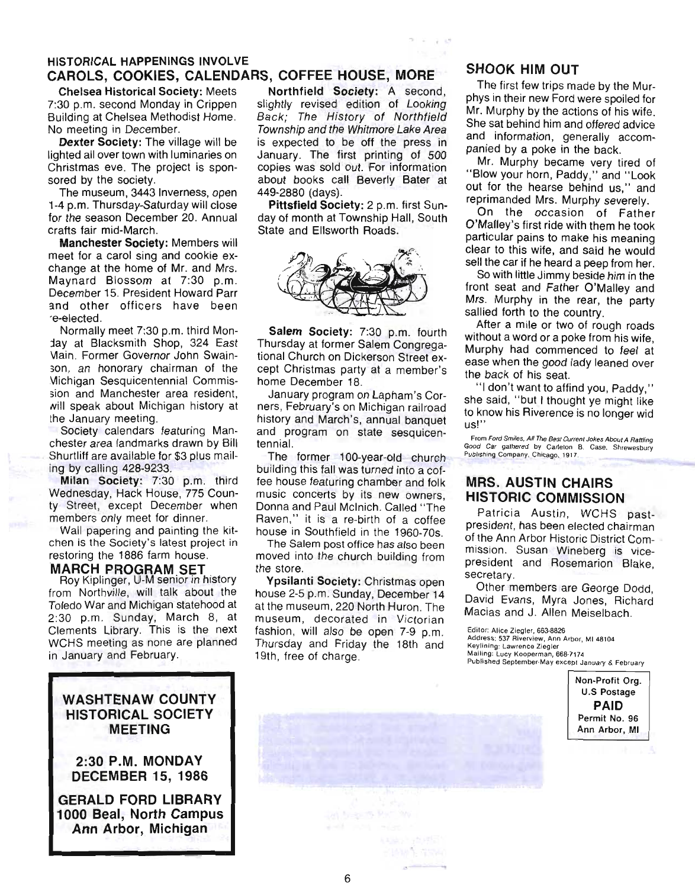## HISTORICAL HAPPENINGS INVOLVE CAROLS, COOKIES, CALENDARS, COFFEE HOUSE, MORE

**Chelsea Historical Society:** Meets 7:30 p.m. second Monday in Crippen Building at Chelsea Methodist Home. No meeting in December.

**Dexter Society:** The village will be lighted all over town with luminaries on Christmas eve. The project is sponsored by the society.

The museum, 3443 Inverness, open 1-4 p.m. Thursday-Saturday will close for the season December 20. Annual crafts fair mid-March.

**Manchester Society:** Members will meet for a carol sing and cookie exchange at the home of Mr. and Mrs. Maynard Blossom at 7:30 p.m. December 15. President Howard Parr and other officers have been re-elected.

Normally meet 7:30 p.m. third Monday at Blacksmith Shop, 324 East Main. Former Governor John Swainson, an honorary chairman of the Michigan Sesquicentennial Commission and Manchester area resident, will speak about Michigan history at the January meeting.

Society calendars featuring Manchester area landmarks drawn by Bill Shurtliff are available for $3 plus mailing by calling 428-9233.

**Milan Society:** 7:30 p.m. third Wednesday, Hack House, 775 County Street, except December when members only meet for dinner.

Wall papering and painting the kitchen is the Society's latest project in restoring the 1886 farm house.

### MARCH PROGRAM SET

Roy Kiplinger, U-M senior in history from Northville, will talk about the Toledo War and Michigan statehood at 2:30 p.m. Sunday, March 8, at Clements Library. This is the next WCHS meeting as none are planned in January and February.

**Northfield Society:** A second, slightly revised edition of *Looking Back; The History of Northfield Township and the Whitmore Lake Area* is expected to be off the press in January. The first printing of 500 copies was sold out. For information about books call Beverly Bater at 449-2880 (days).

**Pittsfield Society:** 2 p.m. first Sunday of month at Township Hall, South State and Ellsworth Roads.

**Salem Society:** 7:30 p.m. fourth Thursday at former Salem Congregational Church on Dickerson Street except Christmas party at a member's home December 18.

January program on Lapham's Corners, February's on Michigan railroad history and March's, annual banquet and program on state sesquicentennial.

The former 100-year-old church building this fall was turned into a coffee house featuring chamber and folk music concerts by its new owners, Donna and Paul McInich. Called "The Raven," it is a re-birth of a coffee house in Southfield in the 1960-70s.

The Salem post office has also been moved into the church building from the store.

**Ypsilanti Society:** Christmas open house 2-5 p.m. Sunday, December 14 at the museum, 220 North Huron. The museum, decorated in Victorian fashion, will also be open 7-9 p.m. Thursday and Friday the 18th and 19th, free of charge.

## SHOOK HIM OUT

The first few trips made by the Murphys in their new Ford were spoiled for Mr. Murphy by the actions of his wife. She sat behind him and offered advice and information, generally accompanied by a poke in the back.

Mr. Murphy became very tired of "Blow your horn, Paddy," and "Look out for the hearse behind us," and reprimanded Mrs. Murphy severely.

On the occasion of Father O'Malley's first ride with them he took particular pains to make his meaning clear to this wife, and said he would sell the car if he heard a peep from her.

So with little Jimmy beside him in the front seat and Father O'Malley and Mrs. Murphy in the rear, the party sallied forth to the country.

After a mile or two of rough roads without a word or a poke from his wife, Murphy had commenced to feel at ease when the good lady leaned over the back of his seat.

"I don't want to affind you, Paddy," she said, "but I thought ye might like to know his Riverence is no longer wid us!"

From *Ford Smiles, All The Best Current Jokes About A Rattling Good Car* gathered by Carleton B. Case. Shrewsbury Publishing Company, Chicago, 1917.

## MRS. AUSTIN CHAIRS HISTORIC COMMISSION

Patricia Austin, WCHS past-president, has been elected chairman of the Ann Arbor Historic District Commission. Susan Wineberg is vice-president and Rosemarion Blake, secretary.

Other members are George Dodd, David Evans, Myra Jones, Richard Macias and J. Allen Meiselbach.

Editor: Alice Ziegler, 663-8826
Address: 537 Riverview, Ann Arbor, MI 48104
Keylining: Lawrence Ziegler
Mailing: Lucy Kooperman, 668-7174
Published September-May except January & February

**WASHTENAW COUNTY HISTORICAL SOCIETY MEETING**

**2:30 P.M. MONDAY DECEMBER 15, 1986**

**GERALD FORD LIBRARY**
**1000 Beal, North Campus**
**Ann Arbor, Michigan**

Non-Profit Org.
U.S Postage
**PAID**
Permit No. 96
Ann Arbor, MI